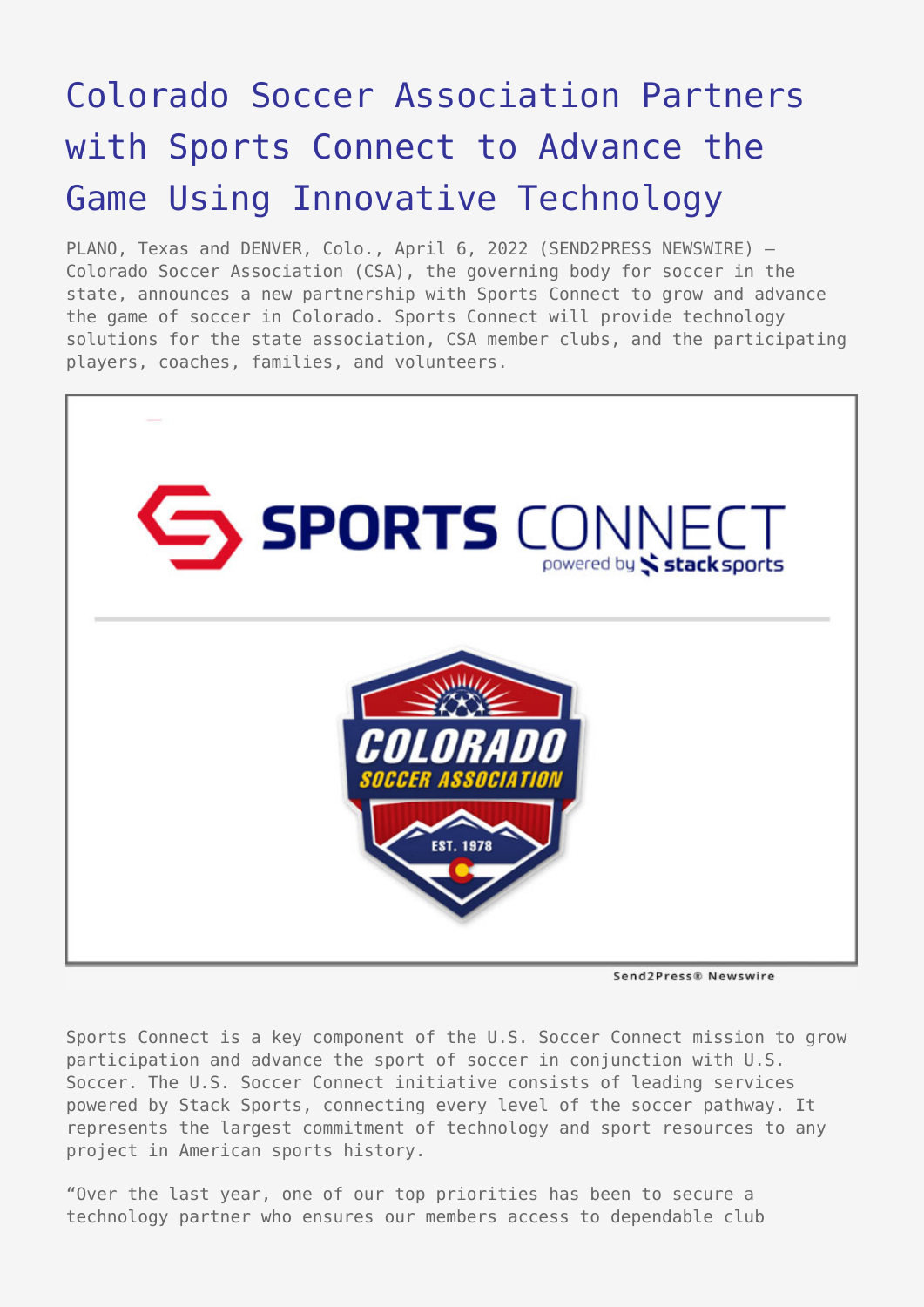# Colorado Soccer Association Partners with Sports Connect to Advance the Game Using Innovative Technology

PLANO, Texas and DENVER, Colo., April 6, 2022 (SEND2PRESS NEWSWIRE) — Colorado Soccer Association (CSA), the governing body for soccer in the state, announces a new partnership with Sports Connect to grow and advance the game of soccer in Colorado. Sports Connect will provide technology solutions for the state association, CSA member clubs, and the participating players, coaches, families, and volunteers.

Sports Connect is a key component of the U.S. Soccer Connect mission to grow participation and advance the sport of soccer in conjunction with U.S. Soccer. The U.S. Soccer Connect initiative consists of leading services powered by Stack Sports, connecting every level of the soccer pathway. It represents the largest commitment of technology and sport resources to any project in American sports history.

"Over the last year, one of our top priorities has been to secure a technology partner who ensures our members access to dependable club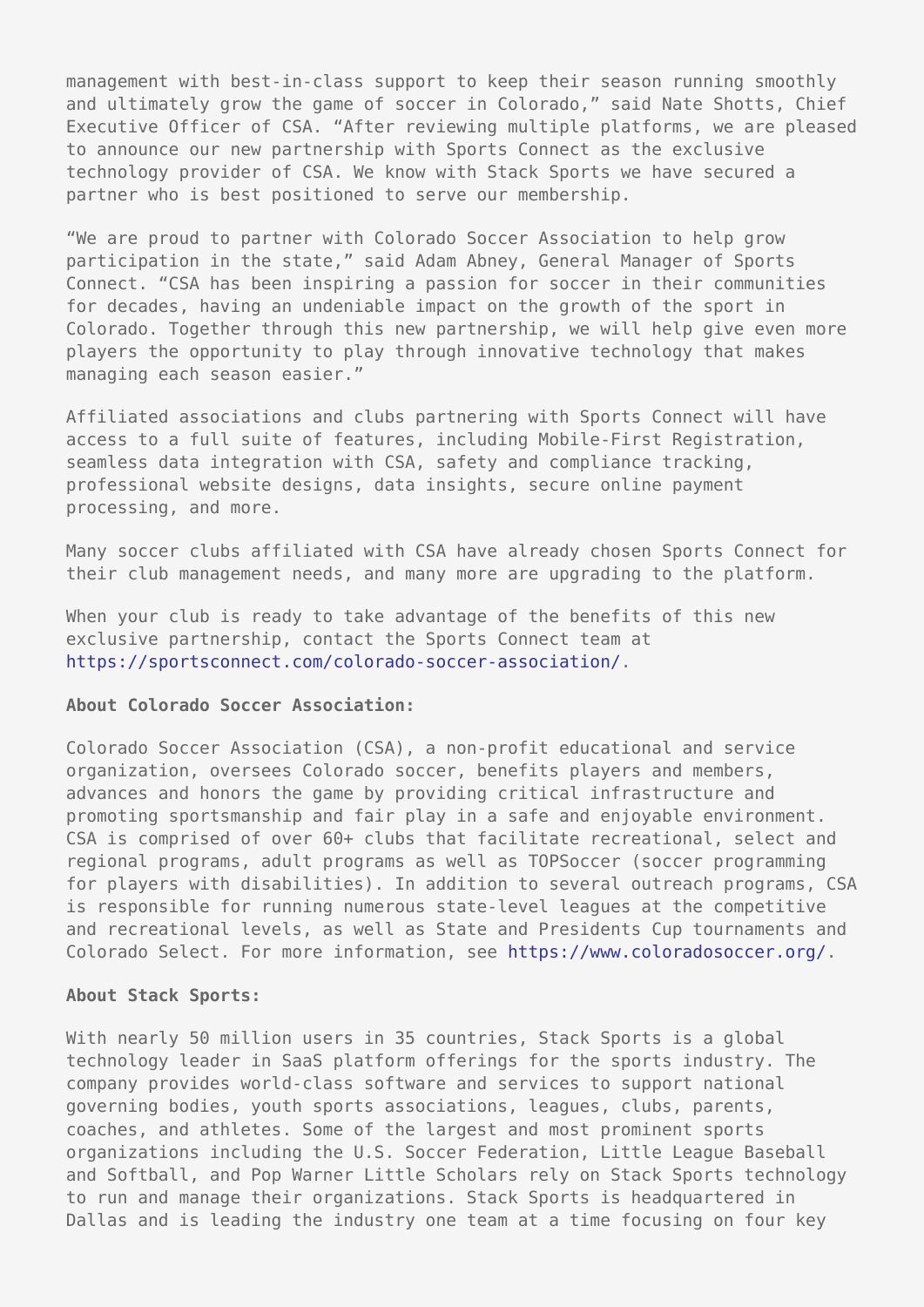management with best-in-class support to keep their season running smoothly and ultimately grow the game of soccer in Colorado," said Nate Shotts, Chief Executive Officer of CSA. "After reviewing multiple platforms, we are pleased to announce our new partnership with Sports Connect as the exclusive technology provider of CSA. We know with Stack Sports we have secured a partner who is best positioned to serve our membership.

"We are proud to partner with Colorado Soccer Association to help grow participation in the state," said Adam Abney, General Manager of Sports Connect. "CSA has been inspiring a passion for soccer in their communities for decades, having an undeniable impact on the growth of the sport in Colorado. Together through this new partnership, we will help give even more players the opportunity to play through innovative technology that makes managing each season easier."

Affiliated associations and clubs partnering with Sports Connect will have access to a full suite of features, including Mobile-First Registration, seamless data integration with CSA, safety and compliance tracking, professional website designs, data insights, secure online payment processing, and more.

Many soccer clubs affiliated with CSA have already chosen Sports Connect for their club management needs, and many more are upgrading to the platform.

When your club is ready to take advantage of the benefits of this new exclusive partnership, contact the Sports Connect team at https://sportsconnect.com/colorado-soccer-association/.

**About Colorado Soccer Association:**

Colorado Soccer Association (CSA), a non-profit educational and service organization, oversees Colorado soccer, benefits players and members, advances and honors the game by providing critical infrastructure and promoting sportsmanship and fair play in a safe and enjoyable environment. CSA is comprised of over 60+ clubs that facilitate recreational, select and regional programs, adult programs as well as TOPSoccer (soccer programming for players with disabilities). In addition to several outreach programs, CSA is responsible for running numerous state-level leagues at the competitive and recreational levels, as well as State and Presidents Cup tournaments and Colorado Select. For more information, see https://www.coloradosoccer.org/.

**About Stack Sports:**

With nearly 50 million users in 35 countries, Stack Sports is a global technology leader in SaaS platform offerings for the sports industry. The company provides world-class software and services to support national governing bodies, youth sports associations, leagues, clubs, parents, coaches, and athletes. Some of the largest and most prominent sports organizations including the U.S. Soccer Federation, Little League Baseball and Softball, and Pop Warner Little Scholars rely on Stack Sports technology to run and manage their organizations. Stack Sports is headquartered in Dallas and is leading the industry one team at a time focusing on four key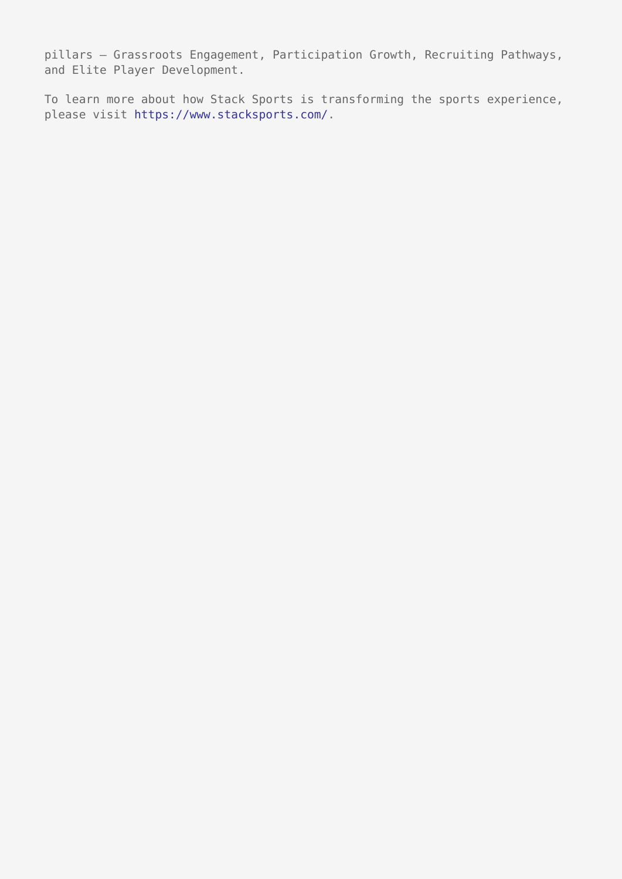pillars – Grassroots Engagement, Participation Growth, Recruiting Pathways, and Elite Player Development.

To learn more about how Stack Sports is transforming the sports experience, please visit https://www.stacksports.com/.